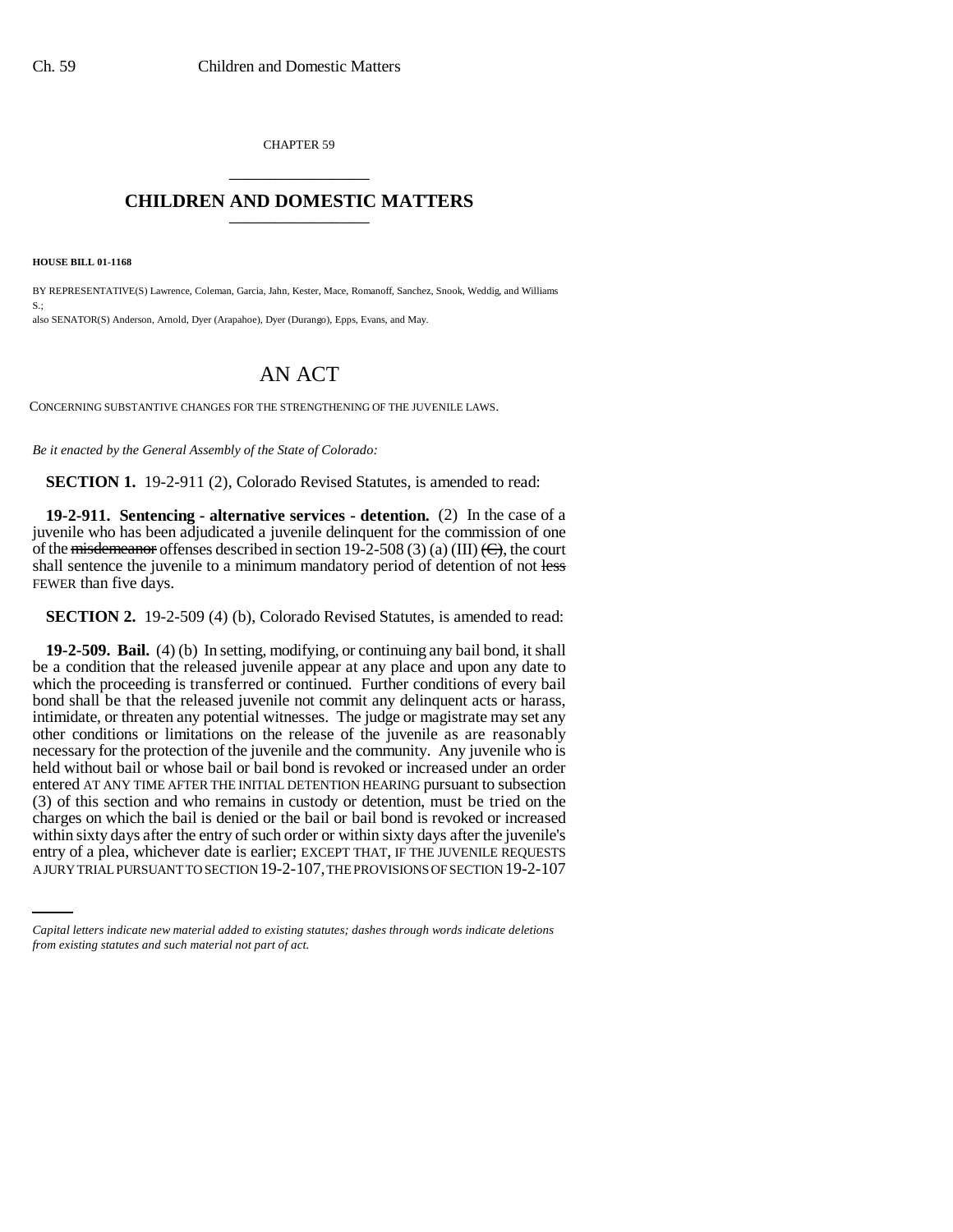CHAPTER 59

## CHILDREN AND DOMESTIC MATTERS

**HOUSE BILL 01-1168**

BY REPRESENTATIVE(S) Lawrence, Coleman, Garcia, Jahn, Kester, Mace, Romanoff, Sanchez, Snook, Weddig, and Williams S.;
also SENATOR(S) Anderson, Arnold, Dyer (Arapahoe), Dyer (Durango), Epps, Evans, and May.

# AN ACT

CONCERNING SUBSTANTIVE CHANGES FOR THE STRENGTHENING OF THE JUVENILE LAWS.

*Be it enacted by the General Assembly of the State of Colorado:*

**SECTION 1.** 19-2-911 (2), Colorado Revised Statutes, is amended to read:

**19-2-911. Sentencing - alternative services - detention.** (2) In the case of a juvenile who has been adjudicated a juvenile delinquent for the commission of one of the ~~misdemeanor~~ offenses described in section 19-2-508 (3) (a) (III) ~~(C)~~, the court shall sentence the juvenile to a minimum mandatory period of detention of not ~~less~~ FEWER than five days.

**SECTION 2.** 19-2-509 (4) (b), Colorado Revised Statutes, is amended to read:

**19-2-509. Bail.** (4) (b) In setting, modifying, or continuing any bail bond, it shall be a condition that the released juvenile appear at any place and upon any date to which the proceeding is transferred or continued. Further conditions of every bail bond shall be that the released juvenile not commit any delinquent acts or harass, intimidate, or threaten any potential witnesses. The judge or magistrate may set any other conditions or limitations on the release of the juvenile as are reasonably necessary for the protection of the juvenile and the community. Any juvenile who is held without bail or whose bail or bail bond is revoked or increased under an order entered AT ANY TIME AFTER THE INITIAL DETENTION HEARING pursuant to subsection (3) of this section and who remains in custody or detention, must be tried on the charges on which the bail is denied or the bail or bail bond is revoked or increased within sixty days after the entry of such order or within sixty days after the juvenile's entry of a plea, whichever date is earlier; EXCEPT THAT, IF THE JUVENILE REQUESTS A JURY TRIAL PURSUANT TO SECTION 19-2-107, THE PROVISIONS OF SECTION 19-2-107

*Capital letters indicate new material added to existing statutes; dashes through words indicate deletions from existing statutes and such material not part of act.*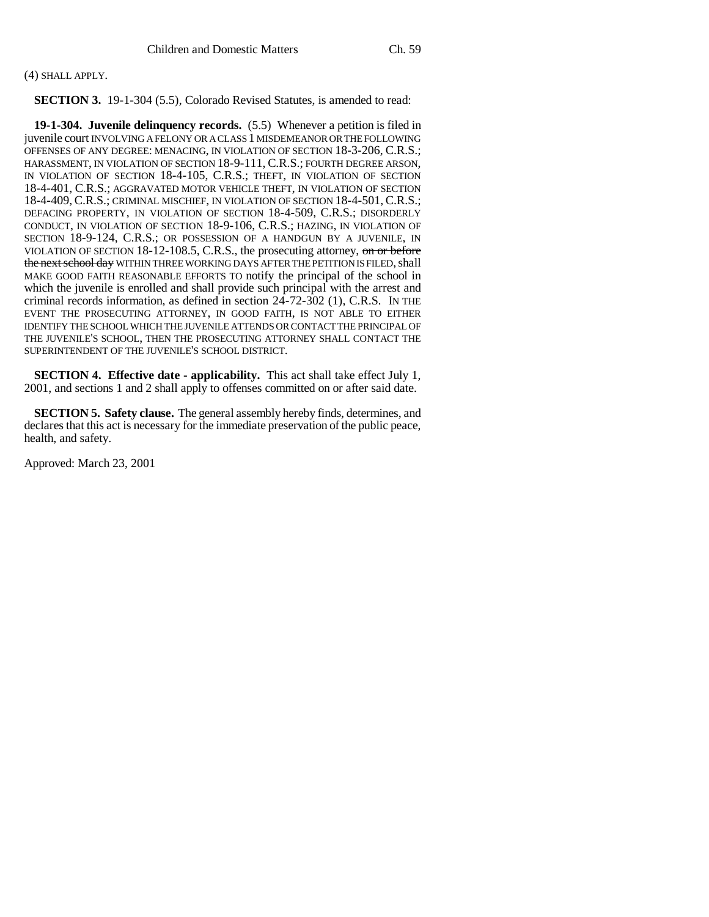(4) SHALL APPLY.

**SECTION 3.** 19-1-304 (5.5), Colorado Revised Statutes, is amended to read:

**19-1-304. Juvenile delinquency records.** (5.5) Whenever a petition is filed in juvenile court INVOLVING A FELONY OR A CLASS 1 MISDEMEANOR OR THE FOLLOWING OFFENSES OF ANY DEGREE: MENACING, IN VIOLATION OF SECTION 18-3-206, C.R.S.; HARASSMENT, IN VIOLATION OF SECTION 18-9-111, C.R.S.; FOURTH DEGREE ARSON, IN VIOLATION OF SECTION 18-4-105, C.R.S.; THEFT, IN VIOLATION OF SECTION 18-4-401, C.R.S.; AGGRAVATED MOTOR VEHICLE THEFT, IN VIOLATION OF SECTION 18-4-409, C.R.S.; CRIMINAL MISCHIEF, IN VIOLATION OF SECTION 18-4-501, C.R.S.; DEFACING PROPERTY, IN VIOLATION OF SECTION 18-4-509, C.R.S.; DISORDERLY CONDUCT, IN VIOLATION OF SECTION 18-9-106, C.R.S.; HAZING, IN VIOLATION OF SECTION 18-9-124, C.R.S.; OR POSSESSION OF A HANDGUN BY A JUVENILE, IN VIOLATION OF SECTION 18-12-108.5, C.R.S., the prosecuting attorney, ~~on or before the next school day~~ WITHIN THREE WORKING DAYS AFTER THE PETITION IS FILED, shall MAKE GOOD FAITH REASONABLE EFFORTS TO notify the principal of the school in which the juvenile is enrolled and shall provide such principal with the arrest and criminal records information, as defined in section 24-72-302 (1), C.R.S. IN THE EVENT THE PROSECUTING ATTORNEY, IN GOOD FAITH, IS NOT ABLE TO EITHER IDENTIFY THE SCHOOL WHICH THE JUVENILE ATTENDS OR CONTACT THE PRINCIPAL OF THE JUVENILE'S SCHOOL, THEN THE PROSECUTING ATTORNEY SHALL CONTACT THE SUPERINTENDENT OF THE JUVENILE'S SCHOOL DISTRICT.

**SECTION 4. Effective date - applicability.** This act shall take effect July 1, 2001, and sections 1 and 2 shall apply to offenses committed on or after said date.

**SECTION 5. Safety clause.** The general assembly hereby finds, determines, and declares that this act is necessary for the immediate preservation of the public peace, health, and safety.

Approved: March 23, 2001